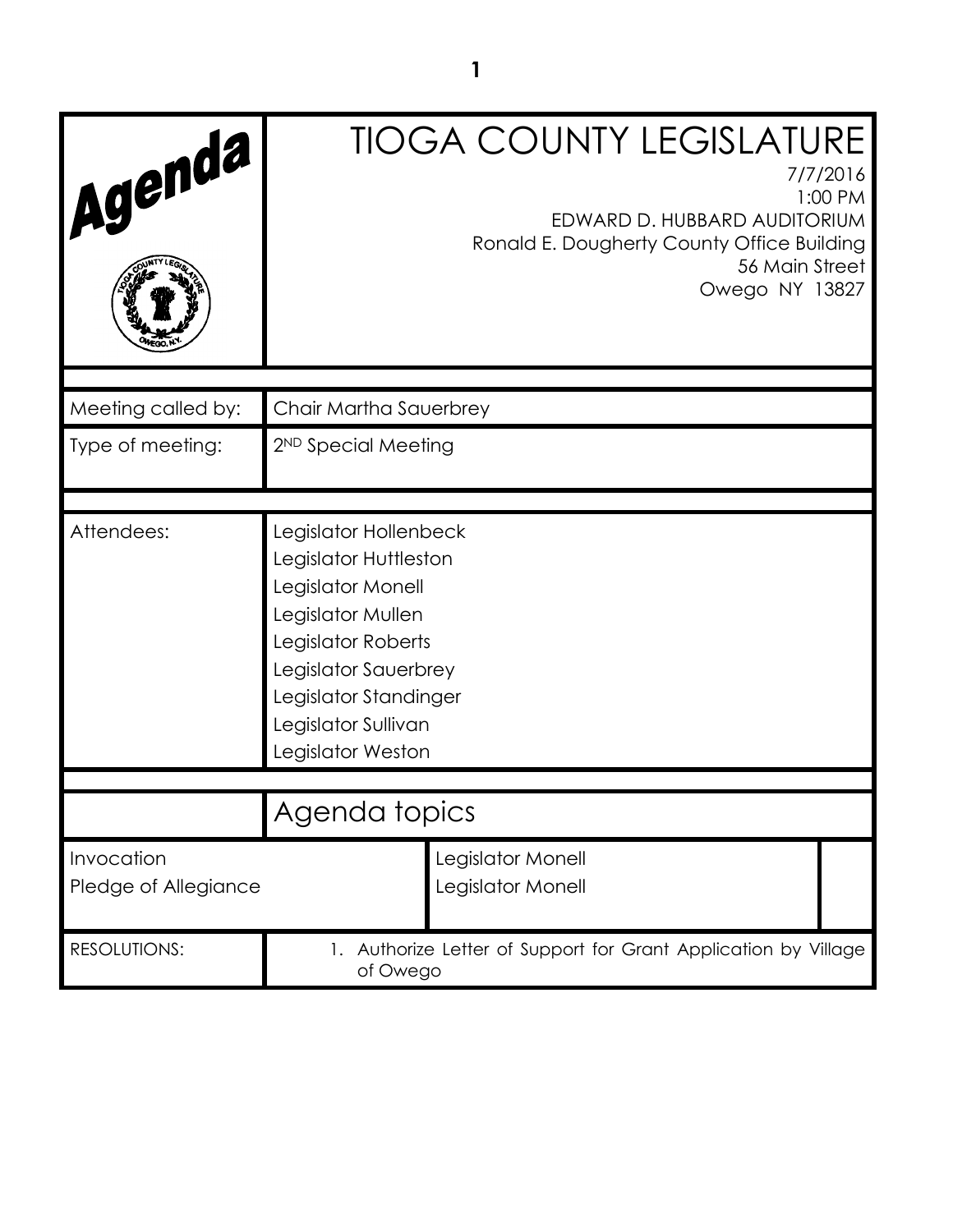# Agenda

# TIOGA COUNTY LEGISLATURE

7/7/2016
1:00 PM
EDWARD D. HUBBARD AUDITORIUM
Ronald E. Dougherty County Office Building
56 Main Street
Owego NY 13827

| | |
|---|---|
| Meeting called by: | Chair Martha Sauerbrey |
| Type of meeting: | 2ND Special Meeting |

| | |
|---|---|
| Attendees: | Legislator Hollenbeck<br>Legislator Huttleston<br>Legislator Monell<br>Legislator Mullen<br>Legislator Roberts<br>Legislator Sauerbrey<br>Legislator Standinger<br>Legislator Sullivan<br>Legislator Weston |

## Agenda topics

| | |
|---|---|
| Invocation | Legislator Monell |
| Pledge of Allegiance | Legislator Monell |

| | |
|---|---|
| RESOLUTIONS: | 1. Authorize Letter of Support for Grant Application by Village of Owego |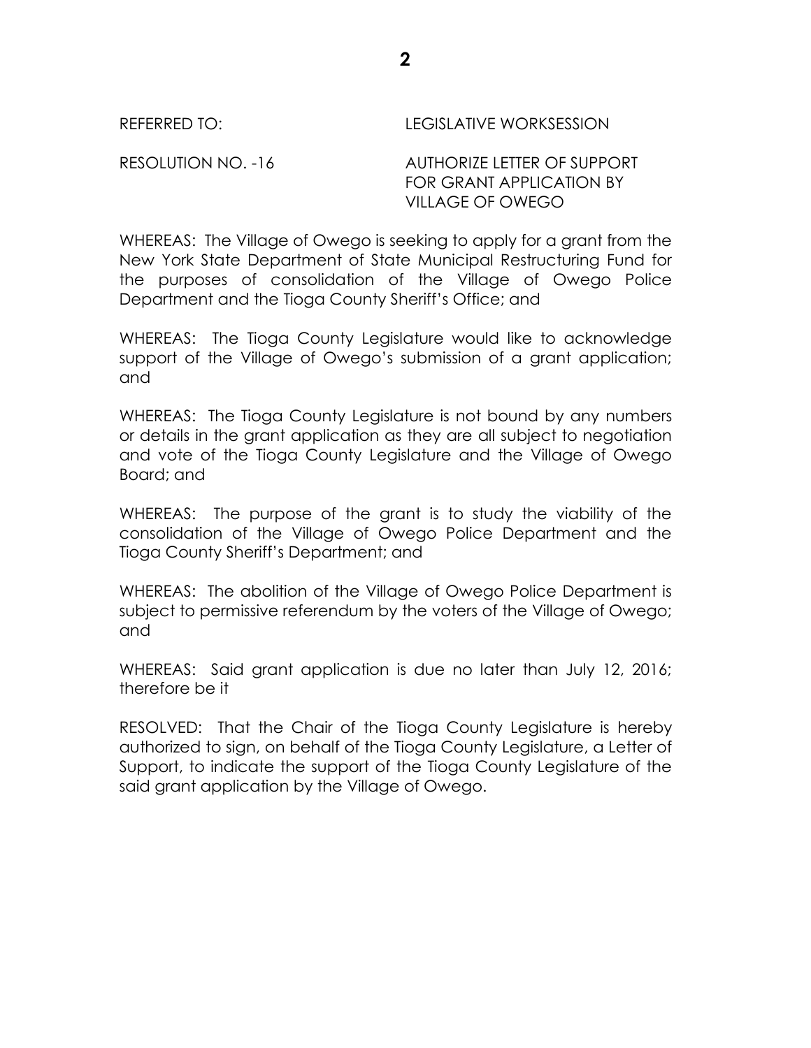REFERRED TO: LEGISLATIVE WORKSESSION

RESOLUTION NO. -16 AUTHORIZE LETTER OF SUPPORT FOR GRANT APPLICATION BY VILLAGE OF OWEGO

WHEREAS: The Village of Owego is seeking to apply for a grant from the New York State Department of State Municipal Restructuring Fund for the purposes of consolidation of the Village of Owego Police Department and the Tioga County Sheriff's Office; and

WHEREAS: The Tioga County Legislature would like to acknowledge support of the Village of Owego's submission of a grant application; and

WHEREAS: The Tioga County Legislature is not bound by any numbers or details in the grant application as they are all subject to negotiation and vote of the Tioga County Legislature and the Village of Owego Board; and

WHEREAS: The purpose of the grant is to study the viability of the consolidation of the Village of Owego Police Department and the Tioga County Sheriff's Department; and

WHEREAS: The abolition of the Village of Owego Police Department is subject to permissive referendum by the voters of the Village of Owego; and

WHEREAS: Said grant application is due no later than July 12, 2016; therefore be it

RESOLVED: That the Chair of the Tioga County Legislature is hereby authorized to sign, on behalf of the Tioga County Legislature, a Letter of Support, to indicate the support of the Tioga County Legislature of the said grant application by the Village of Owego.